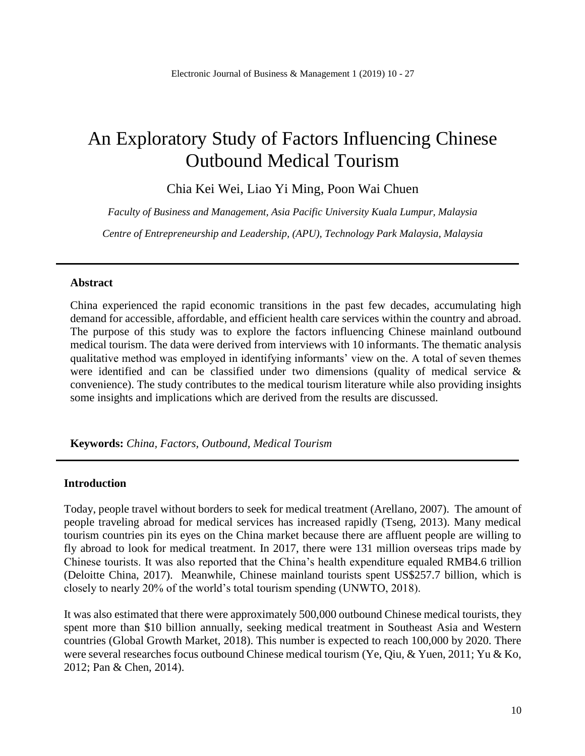# An Exploratory Study of Factors Influencing Chinese Outbound Medical Tourism

Chia Kei Wei, Liao Yi Ming, Poon Wai Chuen

*Faculty of Business and Management, Asia Pacific University Kuala Lumpur, Malaysia*

*Centre of Entrepreneurship and Leadership, (APU), Technology Park Malaysia, Malaysia*

---

**Abstract**

China experienced the rapid economic transitions in the past few decades, accumulating high demand for accessible, affordable, and efficient health care services within the country and abroad. The purpose of this study was to explore the factors influencing Chinese mainland outbound medical tourism. The data were derived from interviews with 10 informants. The thematic analysis qualitative method was employed in identifying informants' view on the. A total of seven themes were identified and can be classified under two dimensions (quality of medical service & convenience). The study contributes to the medical tourism literature while also providing insights some insights and implications which are derived from the results are discussed.

**Keywords:** *China, Factors, Outbound, Medical Tourism*

---

## Introduction

Today, people travel without borders to seek for medical treatment (Arellano, 2007). The amount of people traveling abroad for medical services has increased rapidly (Tseng, 2013). Many medical tourism countries pin its eyes on the China market because there are affluent people are willing to fly abroad to look for medical treatment. In 2017, there were 131 million overseas trips made by Chinese tourists. It was also reported that the China's health expenditure equaled RMB4.6 trillion (Deloitte China, 2017). Meanwhile, Chinese mainland tourists spent US$257.7 billion, which is closely to nearly 20% of the world's total tourism spending (UNWTO, 2018).

It was also estimated that there were approximately 500,000 outbound Chinese medical tourists, they spent more than $10 billion annually, seeking medical treatment in Southeast Asia and Western countries (Global Growth Market, 2018). This number is expected to reach 100,000 by 2020. There were several researches focus outbound Chinese medical tourism (Ye, Qiu, & Yuen, 2011; Yu & Ko, 2012; Pan & Chen, 2014).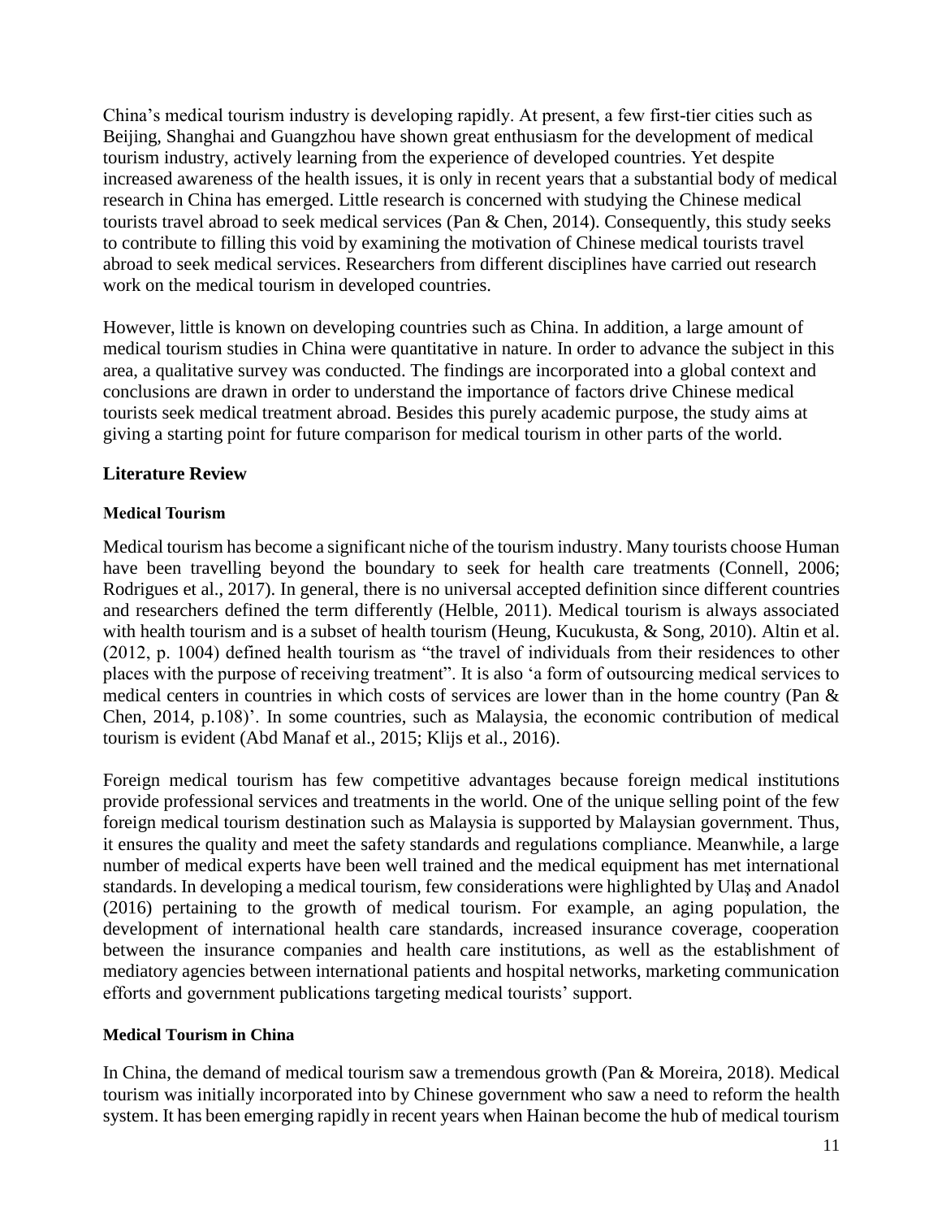China's medical tourism industry is developing rapidly. At present, a few first-tier cities such as Beijing, Shanghai and Guangzhou have shown great enthusiasm for the development of medical tourism industry, actively learning from the experience of developed countries. Yet despite increased awareness of the health issues, it is only in recent years that a substantial body of medical research in China has emerged. Little research is concerned with studying the Chinese medical tourists travel abroad to seek medical services (Pan & Chen, 2014). Consequently, this study seeks to contribute to filling this void by examining the motivation of Chinese medical tourists travel abroad to seek medical services. Researchers from different disciplines have carried out research work on the medical tourism in developed countries.

However, little is known on developing countries such as China. In addition, a large amount of medical tourism studies in China were quantitative in nature. In order to advance the subject in this area, a qualitative survey was conducted. The findings are incorporated into a global context and conclusions are drawn in order to understand the importance of factors drive Chinese medical tourists seek medical treatment abroad. Besides this purely academic purpose, the study aims at giving a starting point for future comparison for medical tourism in other parts of the world.

## Literature Review

### Medical Tourism

Medical tourism has become a significant niche of the tourism industry. Many tourists choose Human have been travelling beyond the boundary to seek for health care treatments (Connell, 2006; Rodrigues et al., 2017). In general, there is no universal accepted definition since different countries and researchers defined the term differently (Helble, 2011). Medical tourism is always associated with health tourism and is a subset of health tourism (Heung, Kucukusta, & Song, 2010). Altin et al. (2012, p. 1004) defined health tourism as "the travel of individuals from their residences to other places with the purpose of receiving treatment". It is also 'a form of outsourcing medical services to medical centers in countries in which costs of services are lower than in the home country (Pan & Chen, 2014, p.108)'. In some countries, such as Malaysia, the economic contribution of medical tourism is evident (Abd Manaf et al., 2015; Klijs et al., 2016).

Foreign medical tourism has few competitive advantages because foreign medical institutions provide professional services and treatments in the world. One of the unique selling point of the few foreign medical tourism destination such as Malaysia is supported by Malaysian government. Thus, it ensures the quality and meet the safety standards and regulations compliance. Meanwhile, a large number of medical experts have been well trained and the medical equipment has met international standards. In developing a medical tourism, few considerations were highlighted by Ulaş and Anadol (2016) pertaining to the growth of medical tourism. For example, an aging population, the development of international health care standards, increased insurance coverage, cooperation between the insurance companies and health care institutions, as well as the establishment of mediatory agencies between international patients and hospital networks, marketing communication efforts and government publications targeting medical tourists' support.

### Medical Tourism in China

In China, the demand of medical tourism saw a tremendous growth (Pan & Moreira, 2018). Medical tourism was initially incorporated into by Chinese government who saw a need to reform the health system. It has been emerging rapidly in recent years when Hainan become the hub of medical tourism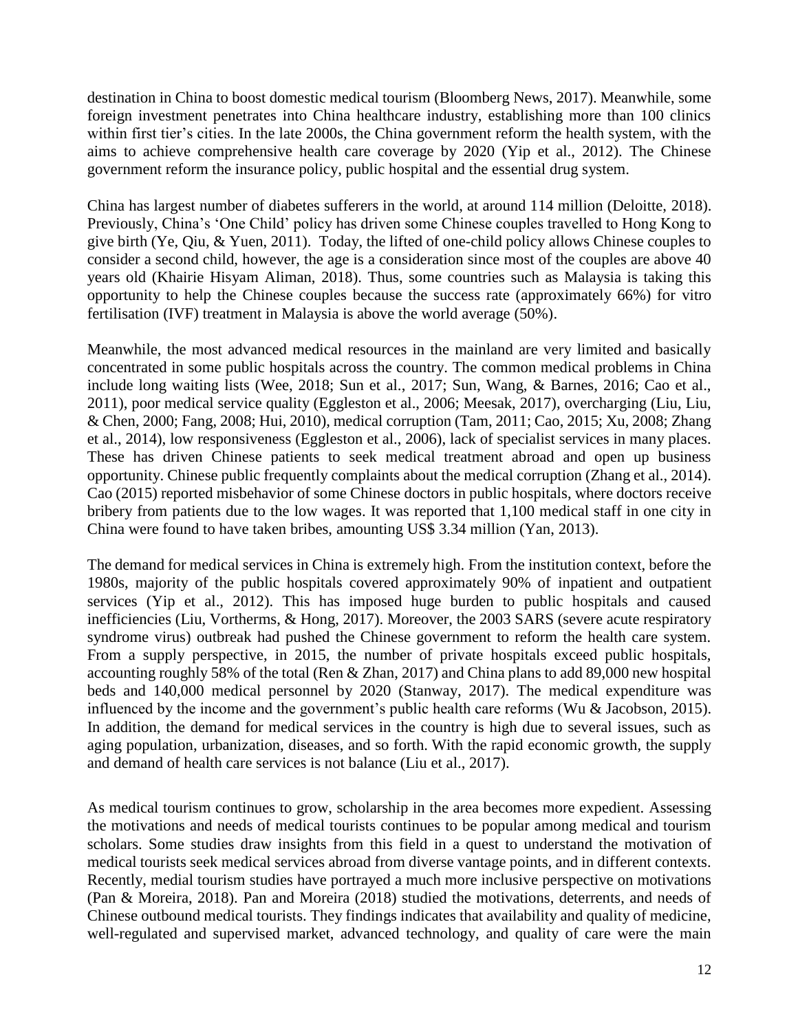destination in China to boost domestic medical tourism (Bloomberg News, 2017). Meanwhile, some foreign investment penetrates into China healthcare industry, establishing more than 100 clinics within first tier's cities. In the late 2000s, the China government reform the health system, with the aims to achieve comprehensive health care coverage by 2020 (Yip et al., 2012). The Chinese government reform the insurance policy, public hospital and the essential drug system.

China has largest number of diabetes sufferers in the world, at around 114 million (Deloitte, 2018). Previously, China's 'One Child' policy has driven some Chinese couples travelled to Hong Kong to give birth (Ye, Qiu, & Yuen, 2011). Today, the lifted of one-child policy allows Chinese couples to consider a second child, however, the age is a consideration since most of the couples are above 40 years old (Khairie Hisyam Aliman, 2018). Thus, some countries such as Malaysia is taking this opportunity to help the Chinese couples because the success rate (approximately 66%) for vitro fertilisation (IVF) treatment in Malaysia is above the world average (50%).

Meanwhile, the most advanced medical resources in the mainland are very limited and basically concentrated in some public hospitals across the country. The common medical problems in China include long waiting lists (Wee, 2018; Sun et al., 2017; Sun, Wang, & Barnes, 2016; Cao et al., 2011), poor medical service quality (Eggleston et al., 2006; Meesak, 2017), overcharging (Liu, Liu, & Chen, 2000; Fang, 2008; Hui, 2010), medical corruption (Tam, 2011; Cao, 2015; Xu, 2008; Zhang et al., 2014), low responsiveness (Eggleston et al., 2006), lack of specialist services in many places. These has driven Chinese patients to seek medical treatment abroad and open up business opportunity. Chinese public frequently complaints about the medical corruption (Zhang et al., 2014). Cao (2015) reported misbehavior of some Chinese doctors in public hospitals, where doctors receive bribery from patients due to the low wages. It was reported that 1,100 medical staff in one city in China were found to have taken bribes, amounting US$ 3.34 million (Yan, 2013).

The demand for medical services in China is extremely high. From the institution context, before the 1980s, majority of the public hospitals covered approximately 90% of inpatient and outpatient services (Yip et al., 2012). This has imposed huge burden to public hospitals and caused inefficiencies (Liu, Vortherms, & Hong, 2017). Moreover, the 2003 SARS (severe acute respiratory syndrome virus) outbreak had pushed the Chinese government to reform the health care system. From a supply perspective, in 2015, the number of private hospitals exceed public hospitals, accounting roughly 58% of the total (Ren & Zhan, 2017) and China plans to add 89,000 new hospital beds and 140,000 medical personnel by 2020 (Stanway, 2017). The medical expenditure was influenced by the income and the government's public health care reforms (Wu & Jacobson, 2015). In addition, the demand for medical services in the country is high due to several issues, such as aging population, urbanization, diseases, and so forth. With the rapid economic growth, the supply and demand of health care services is not balance (Liu et al., 2017).

As medical tourism continues to grow, scholarship in the area becomes more expedient. Assessing the motivations and needs of medical tourists continues to be popular among medical and tourism scholars. Some studies draw insights from this field in a quest to understand the motivation of medical tourists seek medical services abroad from diverse vantage points, and in different contexts. Recently, medial tourism studies have portrayed a much more inclusive perspective on motivations (Pan & Moreira, 2018). Pan and Moreira (2018) studied the motivations, deterrents, and needs of Chinese outbound medical tourists. They findings indicates that availability and quality of medicine, well-regulated and supervised market, advanced technology, and quality of care were the main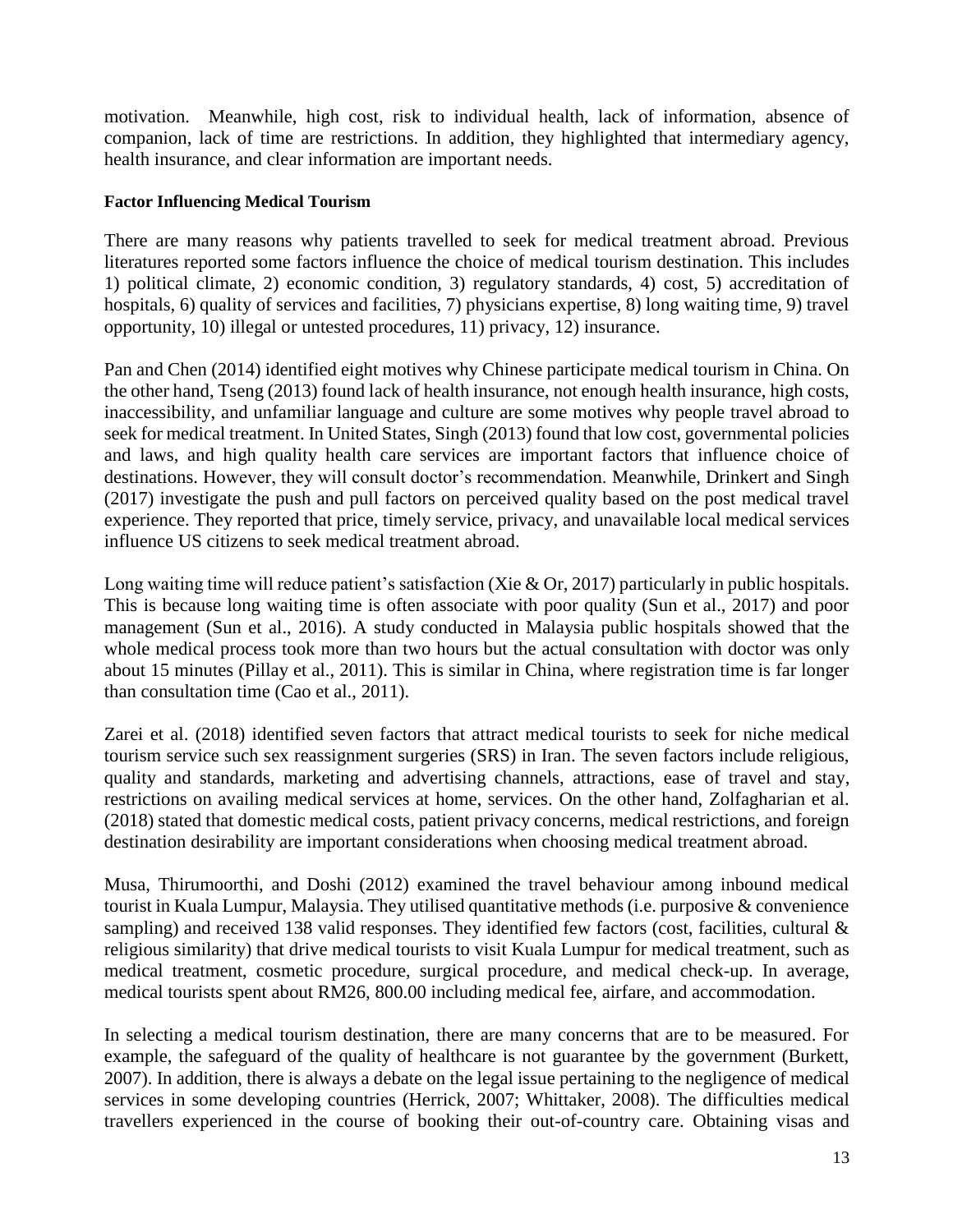motivation. Meanwhile, high cost, risk to individual health, lack of information, absence of companion, lack of time are restrictions. In addition, they highlighted that intermediary agency, health insurance, and clear information are important needs.

**Factor Influencing Medical Tourism**

There are many reasons why patients travelled to seek for medical treatment abroad. Previous literatures reported some factors influence the choice of medical tourism destination. This includes 1) political climate, 2) economic condition, 3) regulatory standards, 4) cost, 5) accreditation of hospitals, 6) quality of services and facilities, 7) physicians expertise, 8) long waiting time, 9) travel opportunity, 10) illegal or untested procedures, 11) privacy, 12) insurance.

Pan and Chen (2014) identified eight motives why Chinese participate medical tourism in China. On the other hand, Tseng (2013) found lack of health insurance, not enough health insurance, high costs, inaccessibility, and unfamiliar language and culture are some motives why people travel abroad to seek for medical treatment. In United States, Singh (2013) found that low cost, governmental policies and laws, and high quality health care services are important factors that influence choice of destinations. However, they will consult doctor's recommendation. Meanwhile, Drinkert and Singh (2017) investigate the push and pull factors on perceived quality based on the post medical travel experience. They reported that price, timely service, privacy, and unavailable local medical services influence US citizens to seek medical treatment abroad.

Long waiting time will reduce patient's satisfaction (Xie & Or, 2017) particularly in public hospitals. This is because long waiting time is often associate with poor quality (Sun et al., 2017) and poor management (Sun et al., 2016). A study conducted in Malaysia public hospitals showed that the whole medical process took more than two hours but the actual consultation with doctor was only about 15 minutes (Pillay et al., 2011). This is similar in China, where registration time is far longer than consultation time (Cao et al., 2011).

Zarei et al. (2018) identified seven factors that attract medical tourists to seek for niche medical tourism service such sex reassignment surgeries (SRS) in Iran. The seven factors include religious, quality and standards, marketing and advertising channels, attractions, ease of travel and stay, restrictions on availing medical services at home, services. On the other hand, Zolfagharian et al. (2018) stated that domestic medical costs, patient privacy concerns, medical restrictions, and foreign destination desirability are important considerations when choosing medical treatment abroad.

Musa, Thirumoorthi, and Doshi (2012) examined the travel behaviour among inbound medical tourist in Kuala Lumpur, Malaysia. They utilised quantitative methods (i.e. purposive & convenience sampling) and received 138 valid responses. They identified few factors (cost, facilities, cultural & religious similarity) that drive medical tourists to visit Kuala Lumpur for medical treatment, such as medical treatment, cosmetic procedure, surgical procedure, and medical check-up. In average, medical tourists spent about RM26, 800.00 including medical fee, airfare, and accommodation.

In selecting a medical tourism destination, there are many concerns that are to be measured. For example, the safeguard of the quality of healthcare is not guarantee by the government (Burkett, 2007). In addition, there is always a debate on the legal issue pertaining to the negligence of medical services in some developing countries (Herrick, 2007; Whittaker, 2008). The difficulties medical travellers experienced in the course of booking their out-of-country care. Obtaining visas and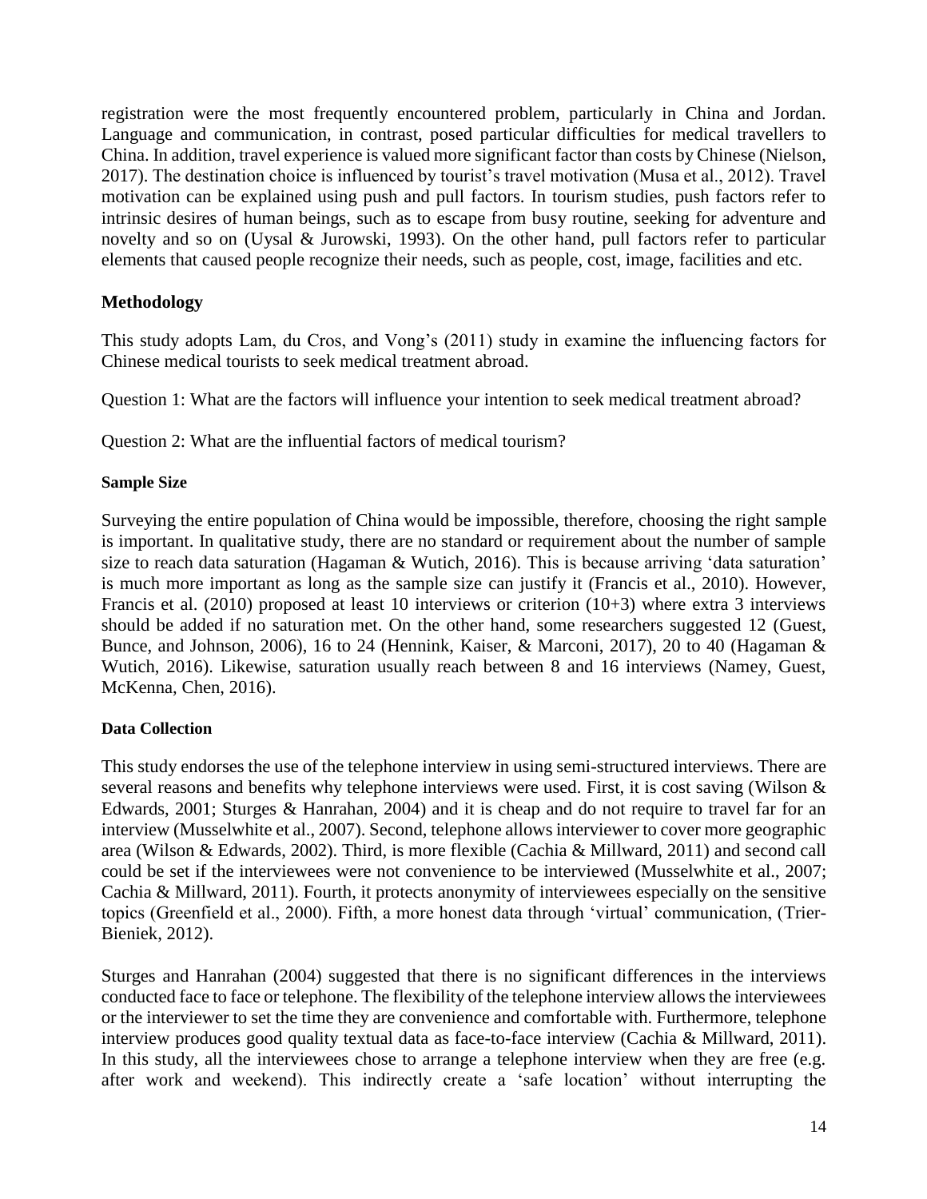registration were the most frequently encountered problem, particularly in China and Jordan. Language and communication, in contrast, posed particular difficulties for medical travellers to China. In addition, travel experience is valued more significant factor than costs by Chinese (Nielson, 2017). The destination choice is influenced by tourist's travel motivation (Musa et al., 2012). Travel motivation can be explained using push and pull factors. In tourism studies, push factors refer to intrinsic desires of human beings, such as to escape from busy routine, seeking for adventure and novelty and so on (Uysal & Jurowski, 1993). On the other hand, pull factors refer to particular elements that caused people recognize their needs, such as people, cost, image, facilities and etc.

## Methodology

This study adopts Lam, du Cros, and Vong's (2011) study in examine the influencing factors for Chinese medical tourists to seek medical treatment abroad.

Question 1: What are the factors will influence your intention to seek medical treatment abroad?

Question 2: What are the influential factors of medical tourism?

### Sample Size

Surveying the entire population of China would be impossible, therefore, choosing the right sample is important. In qualitative study, there are no standard or requirement about the number of sample size to reach data saturation (Hagaman & Wutich, 2016). This is because arriving 'data saturation' is much more important as long as the sample size can justify it (Francis et al., 2010). However, Francis et al. (2010) proposed at least 10 interviews or criterion (10+3) where extra 3 interviews should be added if no saturation met. On the other hand, some researchers suggested 12 (Guest, Bunce, and Johnson, 2006), 16 to 24 (Hennink, Kaiser, & Marconi, 2017), 20 to 40 (Hagaman & Wutich, 2016). Likewise, saturation usually reach between 8 and 16 interviews (Namey, Guest, McKenna, Chen, 2016).

### Data Collection

This study endorses the use of the telephone interview in using semi-structured interviews. There are several reasons and benefits why telephone interviews were used. First, it is cost saving (Wilson & Edwards, 2001; Sturges & Hanrahan, 2004) and it is cheap and do not require to travel far for an interview (Musselwhite et al., 2007). Second, telephone allows interviewer to cover more geographic area (Wilson & Edwards, 2002). Third, is more flexible (Cachia & Millward, 2011) and second call could be set if the interviewees were not convenience to be interviewed (Musselwhite et al., 2007; Cachia & Millward, 2011). Fourth, it protects anonymity of interviewees especially on the sensitive topics (Greenfield et al., 2000). Fifth, a more honest data through 'virtual' communication, (Trier-Bieniek, 2012).

Sturges and Hanrahan (2004) suggested that there is no significant differences in the interviews conducted face to face or telephone. The flexibility of the telephone interview allows the interviewees or the interviewer to set the time they are convenience and comfortable with. Furthermore, telephone interview produces good quality textual data as face-to-face interview (Cachia & Millward, 2011). In this study, all the interviewees chose to arrange a telephone interview when they are free (e.g. after work and weekend). This indirectly create a 'safe location' without interrupting the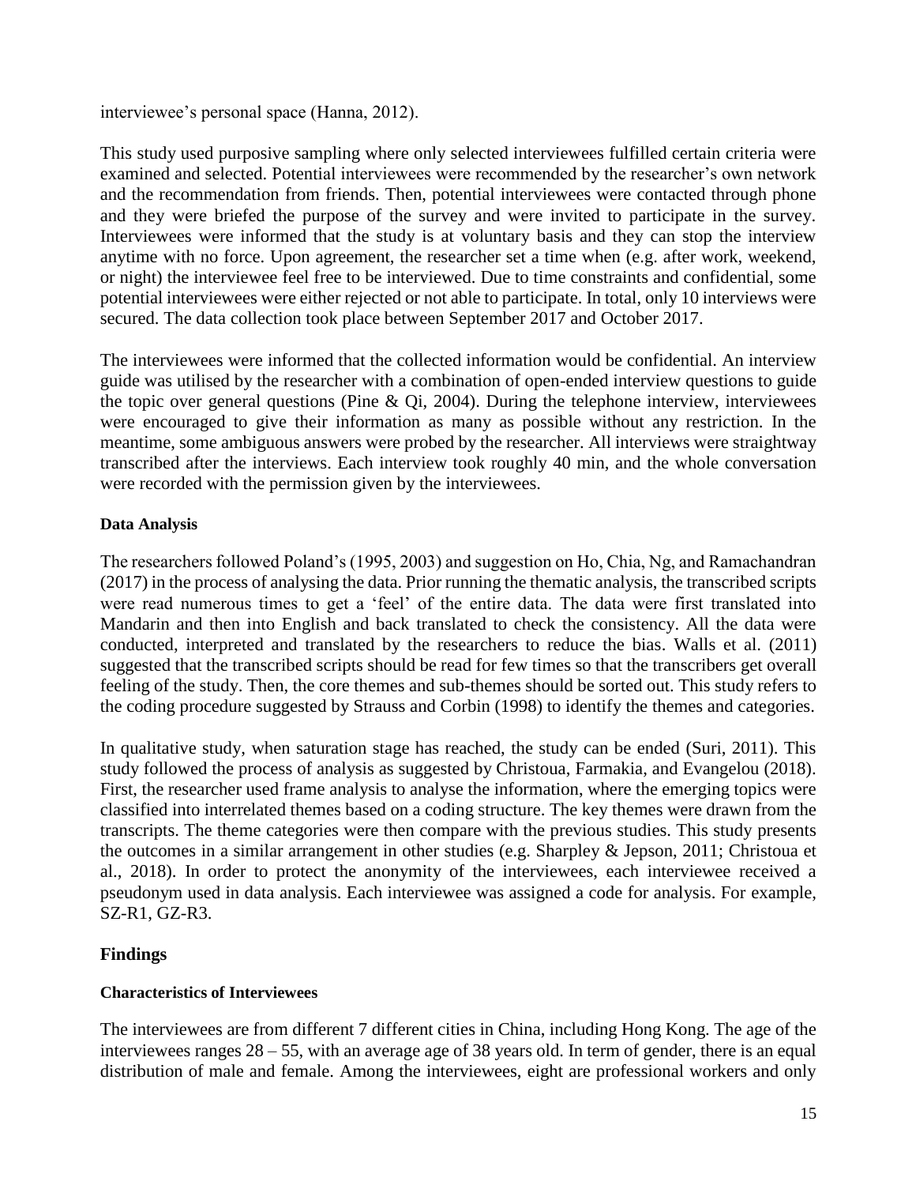interviewee's personal space (Hanna, 2012).

This study used purposive sampling where only selected interviewees fulfilled certain criteria were examined and selected. Potential interviewees were recommended by the researcher's own network and the recommendation from friends. Then, potential interviewees were contacted through phone and they were briefed the purpose of the survey and were invited to participate in the survey. Interviewees were informed that the study is at voluntary basis and they can stop the interview anytime with no force. Upon agreement, the researcher set a time when (e.g. after work, weekend, or night) the interviewee feel free to be interviewed. Due to time constraints and confidential, some potential interviewees were either rejected or not able to participate. In total, only 10 interviews were secured. The data collection took place between September 2017 and October 2017.

The interviewees were informed that the collected information would be confidential. An interview guide was utilised by the researcher with a combination of open-ended interview questions to guide the topic over general questions (Pine & Qi, 2004). During the telephone interview, interviewees were encouraged to give their information as many as possible without any restriction. In the meantime, some ambiguous answers were probed by the researcher. All interviews were straightway transcribed after the interviews. Each interview took roughly 40 min, and the whole conversation were recorded with the permission given by the interviewees.

#### Data Analysis

The researchers followed Poland's (1995, 2003) and suggestion on Ho, Chia, Ng, and Ramachandran (2017) in the process of analysing the data. Prior running the thematic analysis, the transcribed scripts were read numerous times to get a 'feel' of the entire data. The data were first translated into Mandarin and then into English and back translated to check the consistency. All the data were conducted, interpreted and translated by the researchers to reduce the bias. Walls et al. (2011) suggested that the transcribed scripts should be read for few times so that the transcribers get overall feeling of the study. Then, the core themes and sub-themes should be sorted out. This study refers to the coding procedure suggested by Strauss and Corbin (1998) to identify the themes and categories.

In qualitative study, when saturation stage has reached, the study can be ended (Suri, 2011). This study followed the process of analysis as suggested by Christoua, Farmakia, and Evangelou (2018). First, the researcher used frame analysis to analyse the information, where the emerging topics were classified into interrelated themes based on a coding structure. The key themes were drawn from the transcripts. The theme categories were then compare with the previous studies. This study presents the outcomes in a similar arrangement in other studies (e.g. Sharpley & Jepson, 2011; Christoua et al., 2018). In order to protect the anonymity of the interviewees, each interviewee received a pseudonym used in data analysis. Each interviewee was assigned a code for analysis. For example, SZ-R1, GZ-R3.

## Findings

#### Characteristics of Interviewees

The interviewees are from different 7 different cities in China, including Hong Kong. The age of the interviewees ranges 28 – 55, with an average age of 38 years old. In term of gender, there is an equal distribution of male and female. Among the interviewees, eight are professional workers and only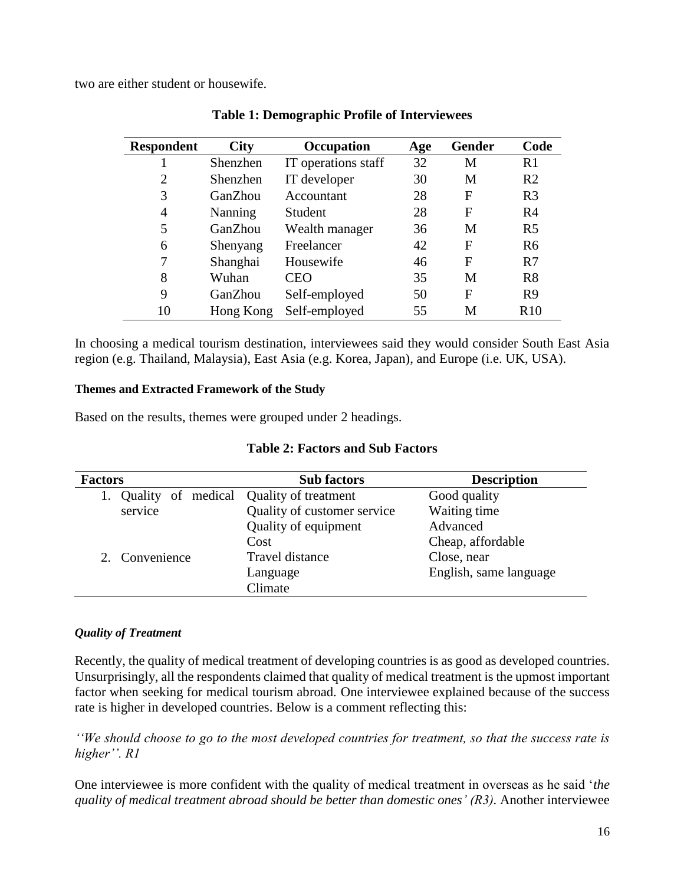two are either student or housewife.

**Table 1: Demographic Profile of Interviewees**

| Respondent | City | Occupation | Age | Gender | Code |
|---|---|---|---|---|---|
| 1 | Shenzhen | IT operations staff | 32 | M | R1 |
| 2 | Shenzhen | IT developer | 30 | M | R2 |
| 3 | GanZhou | Accountant | 28 | F | R3 |
| 4 | Nanning | Student | 28 | F | R4 |
| 5 | GanZhou | Wealth manager | 36 | M | R5 |
| 6 | Shenyang | Freelancer | 42 | F | R6 |
| 7 | Shanghai | Housewife | 46 | F | R7 |
| 8 | Wuhan | CEO | 35 | M | R8 |
| 9 | GanZhou | Self-employed | 50 | F | R9 |
| 10 | Hong Kong | Self-employed | 55 | M | R10 |

In choosing a medical tourism destination, interviewees said they would consider South East Asia region (e.g. Thailand, Malaysia), East Asia (e.g. Korea, Japan), and Europe (i.e. UK, USA).

**Themes and Extracted Framework of the Study**

Based on the results, themes were grouped under 2 headings.

**Table 2: Factors and Sub Factors**

| Factors | Sub factors | Description |
|---|---|---|
| 1. Quality of medical service | Quality of treatment | Good quality |
| | Quality of customer service | Waiting time |
| | Quality of equipment | Advanced |
| | Cost | Cheap, affordable |
| 2. Convenience | Travel distance | Close, near |
| | Language | English, same language |
| | Climate | |

***Quality of Treatment***

Recently, the quality of medical treatment of developing countries is as good as developed countries. Unsurprisingly, all the respondents claimed that quality of medical treatment is the upmost important factor when seeking for medical tourism abroad. One interviewee explained because of the success rate is higher in developed countries. Below is a comment reflecting this:

*''We should choose to go to the most developed countries for treatment, so that the success rate is higher''. R1*

One interviewee is more confident with the quality of medical treatment in overseas as he said '*the quality of medical treatment abroad should be better than domestic ones' (R3)*. Another interviewee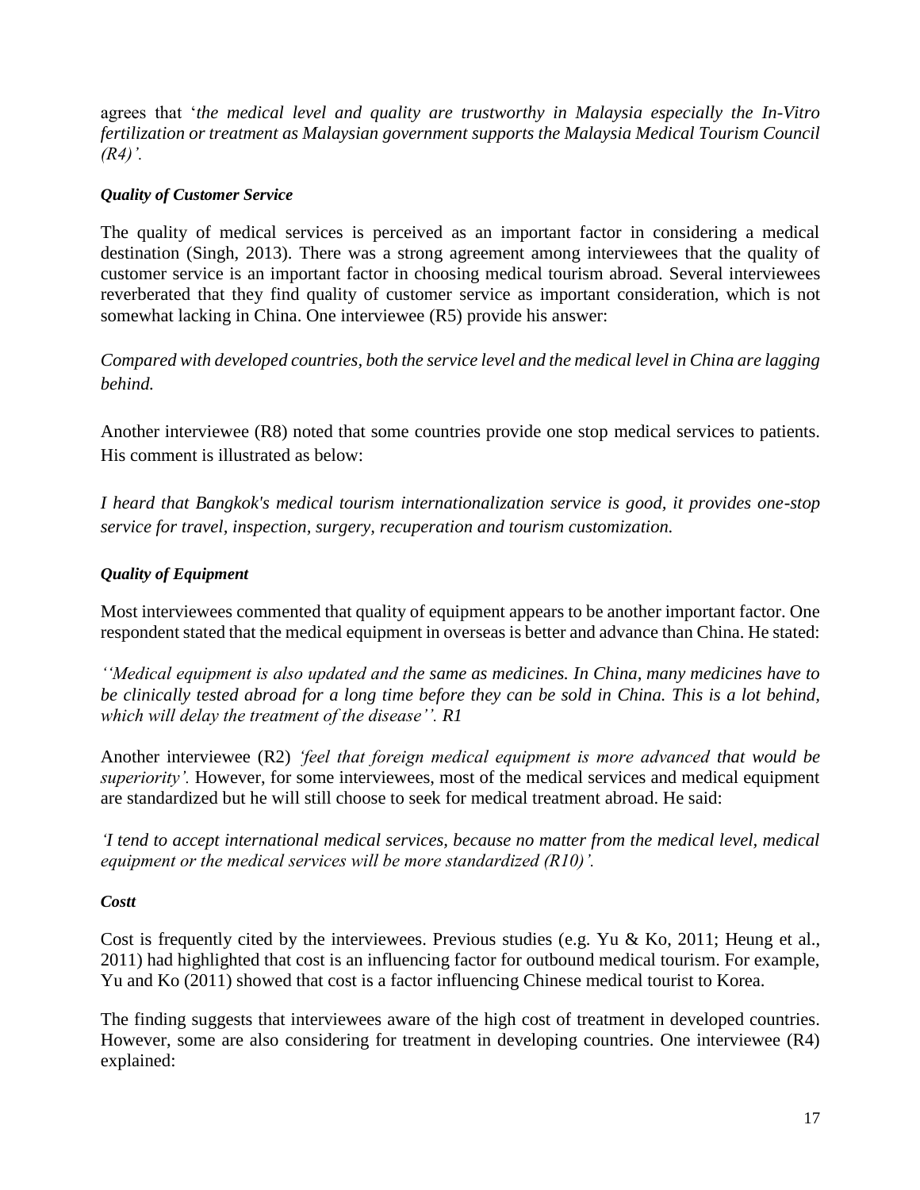agrees that '*the medical level and quality are trustworthy in Malaysia especially the In-Vitro fertilization or treatment as Malaysian government supports the Malaysia Medical Tourism Council (R4)'.*

***Quality of Customer Service***

The quality of medical services is perceived as an important factor in considering a medical destination (Singh, 2013). There was a strong agreement among interviewees that the quality of customer service is an important factor in choosing medical tourism abroad. Several interviewees reverberated that they find quality of customer service as important consideration, which is not somewhat lacking in China. One interviewee (R5) provide his answer:

*Compared with developed countries, both the service level and the medical level in China are lagging behind.*

Another interviewee (R8) noted that some countries provide one stop medical services to patients. His comment is illustrated as below:

*I heard that Bangkok's medical tourism internationalization service is good, it provides one-stop service for travel, inspection, surgery, recuperation and tourism customization.*

***Quality of Equipment***

Most interviewees commented that quality of equipment appears to be another important factor. One respondent stated that the medical equipment in overseas is better and advance than China. He stated:

*''Medical equipment is also updated and the same as medicines. In China, many medicines have to be clinically tested abroad for a long time before they can be sold in China. This is a lot behind, which will delay the treatment of the disease''. R1*

Another interviewee (R2) *'feel that foreign medical equipment is more advanced that would be superiority'.* However, for some interviewees, most of the medical services and medical equipment are standardized but he will still choose to seek for medical treatment abroad. He said:

*'I tend to accept international medical services, because no matter from the medical level, medical equipment or the medical services will be more standardized (R10)'.*

***Costt***

Cost is frequently cited by the interviewees. Previous studies (e.g. Yu & Ko, 2011; Heung et al., 2011) had highlighted that cost is an influencing factor for outbound medical tourism. For example, Yu and Ko (2011) showed that cost is a factor influencing Chinese medical tourist to Korea.

The finding suggests that interviewees aware of the high cost of treatment in developed countries. However, some are also considering for treatment in developing countries. One interviewee (R4) explained: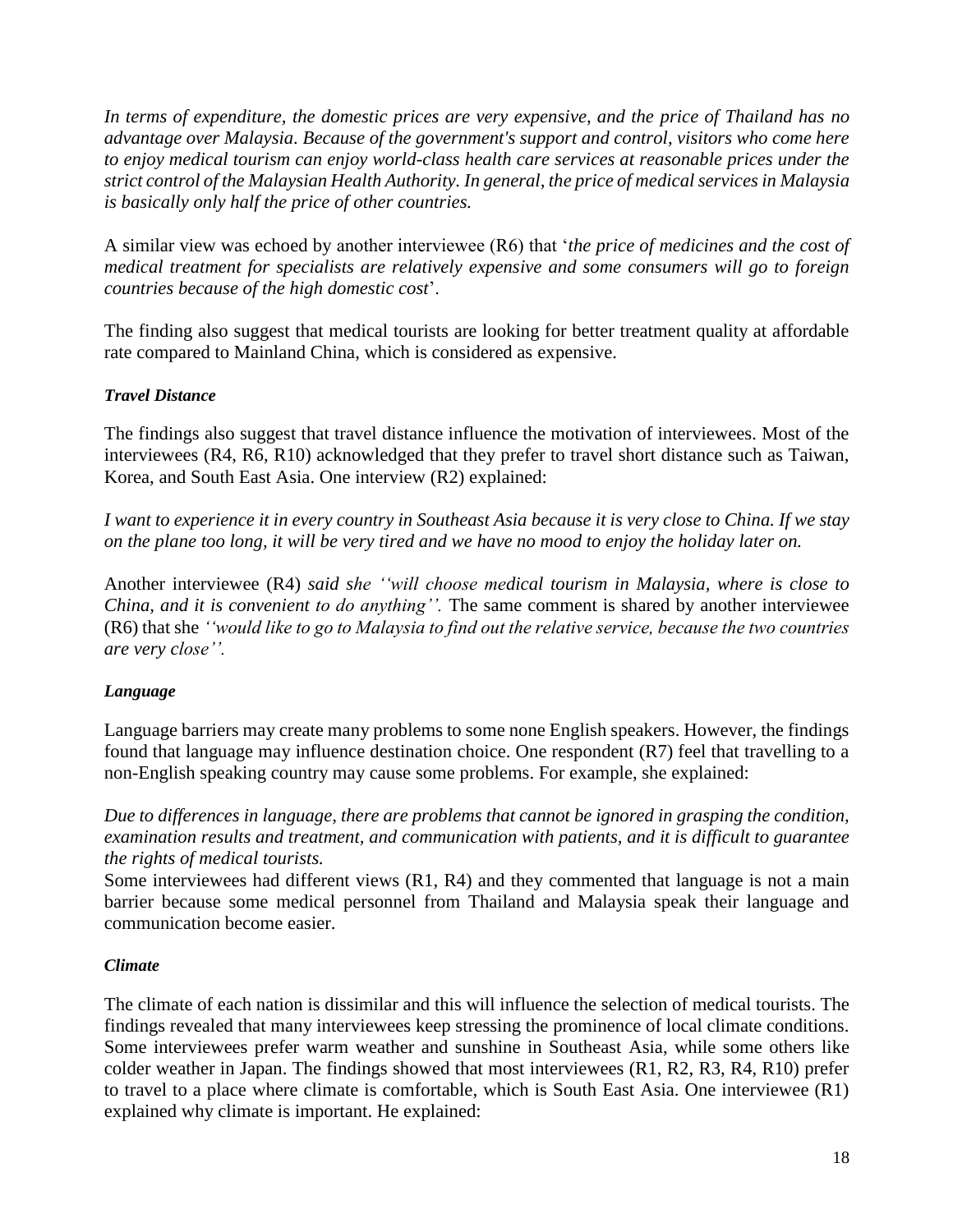*In terms of expenditure, the domestic prices are very expensive, and the price of Thailand has no advantage over Malaysia. Because of the government's support and control, visitors who come here to enjoy medical tourism can enjoy world-class health care services at reasonable prices under the strict control of the Malaysian Health Authority. In general, the price of medical services in Malaysia is basically only half the price of other countries.*

A similar view was echoed by another interviewee (R6) that '*the price of medicines and the cost of medical treatment for specialists are relatively expensive and some consumers will go to foreign countries because of the high domestic cost*'.

The finding also suggest that medical tourists are looking for better treatment quality at affordable rate compared to Mainland China, which is considered as expensive.

***Travel Distance***

The findings also suggest that travel distance influence the motivation of interviewees. Most of the interviewees (R4, R6, R10) acknowledged that they prefer to travel short distance such as Taiwan, Korea, and South East Asia. One interview (R2) explained:

*I want to experience it in every country in Southeast Asia because it is very close to China. If we stay on the plane too long, it will be very tired and we have no mood to enjoy the holiday later on.*

Another interviewee (R4) *said she ''will choose medical tourism in Malaysia, where is close to China, and it is convenient to do anything''.* The same comment is shared by another interviewee (R6) that she *''would like to go to Malaysia to find out the relative service, because the two countries are very close''.*

***Language***

Language barriers may create many problems to some none English speakers. However, the findings found that language may influence destination choice. One respondent (R7) feel that travelling to a non-English speaking country may cause some problems. For example, she explained:

*Due to differences in language, there are problems that cannot be ignored in grasping the condition, examination results and treatment, and communication with patients, and it is difficult to guarantee the rights of medical tourists.*

Some interviewees had different views (R1, R4) and they commented that language is not a main barrier because some medical personnel from Thailand and Malaysia speak their language and communication become easier.

***Climate***

The climate of each nation is dissimilar and this will influence the selection of medical tourists. The findings revealed that many interviewees keep stressing the prominence of local climate conditions. Some interviewees prefer warm weather and sunshine in Southeast Asia, while some others like colder weather in Japan. The findings showed that most interviewees (R1, R2, R3, R4, R10) prefer to travel to a place where climate is comfortable, which is South East Asia. One interviewee (R1) explained why climate is important. He explained: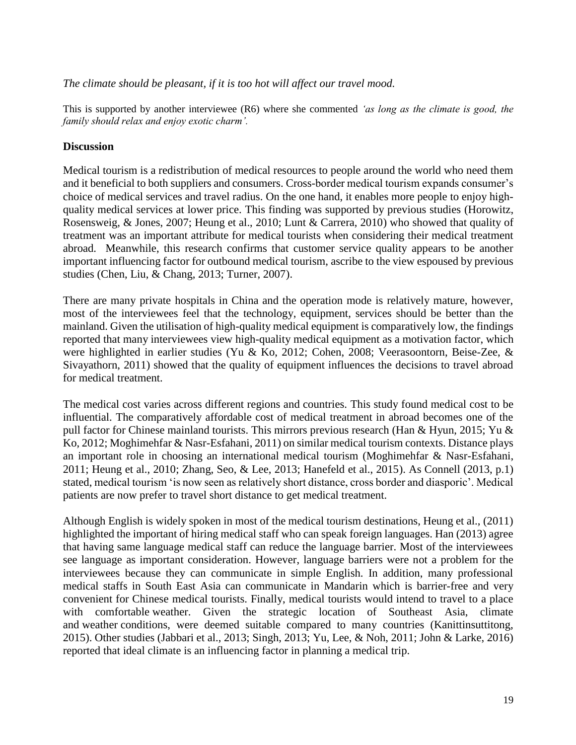*The climate should be pleasant, if it is too hot will affect our travel mood.*

This is supported by another interviewee (R6) where she commented *'as long as the climate is good, the family should relax and enjoy exotic charm'.*

## Discussion

Medical tourism is a redistribution of medical resources to people around the world who need them and it beneficial to both suppliers and consumers. Cross-border medical tourism expands consumer's choice of medical services and travel radius. On the one hand, it enables more people to enjoy high-quality medical services at lower price. This finding was supported by previous studies (Horowitz, Rosensweig, & Jones, 2007; Heung et al., 2010; Lunt & Carrera, 2010) who showed that quality of treatment was an important attribute for medical tourists when considering their medical treatment abroad. Meanwhile, this research confirms that customer service quality appears to be another important influencing factor for outbound medical tourism, ascribe to the view espoused by previous studies (Chen, Liu, & Chang, 2013; Turner, 2007).

There are many private hospitals in China and the operation mode is relatively mature, however, most of the interviewees feel that the technology, equipment, services should be better than the mainland. Given the utilisation of high-quality medical equipment is comparatively low, the findings reported that many interviewees view high-quality medical equipment as a motivation factor, which were highlighted in earlier studies (Yu & Ko, 2012; Cohen, 2008; Veerasoontorn, Beise-Zee, & Sivayathorn, 2011) showed that the quality of equipment influences the decisions to travel abroad for medical treatment.

The medical cost varies across different regions and countries. This study found medical cost to be influential. The comparatively affordable cost of medical treatment in abroad becomes one of the pull factor for Chinese mainland tourists. This mirrors previous research (Han & Hyun, 2015; Yu & Ko, 2012; Moghimehfar & Nasr-Esfahani, 2011) on similar medical tourism contexts. Distance plays an important role in choosing an international medical tourism (Moghimehfar & Nasr-Esfahani, 2011; Heung et al., 2010; Zhang, Seo, & Lee, 2013; Hanefeld et al., 2015). As Connell (2013, p.1) stated, medical tourism 'is now seen as relatively short distance, cross border and diasporic'. Medical patients are now prefer to travel short distance to get medical treatment.

Although English is widely spoken in most of the medical tourism destinations, Heung et al., (2011) highlighted the important of hiring medical staff who can speak foreign languages. Han (2013) agree that having same language medical staff can reduce the language barrier. Most of the interviewees see language as important consideration. However, language barriers were not a problem for the interviewees because they can communicate in simple English. In addition, many professional medical staffs in South East Asia can communicate in Mandarin which is barrier-free and very convenient for Chinese medical tourists. Finally, medical tourists would intend to travel to a place with comfortable weather. Given the strategic location of Southeast Asia, climate and weather conditions, were deemed suitable compared to many countries (Kanittinsuttitong, 2015). Other studies (Jabbari et al., 2013; Singh, 2013; Yu, Lee, & Noh, 2011; John & Larke, 2016) reported that ideal climate is an influencing factor in planning a medical trip.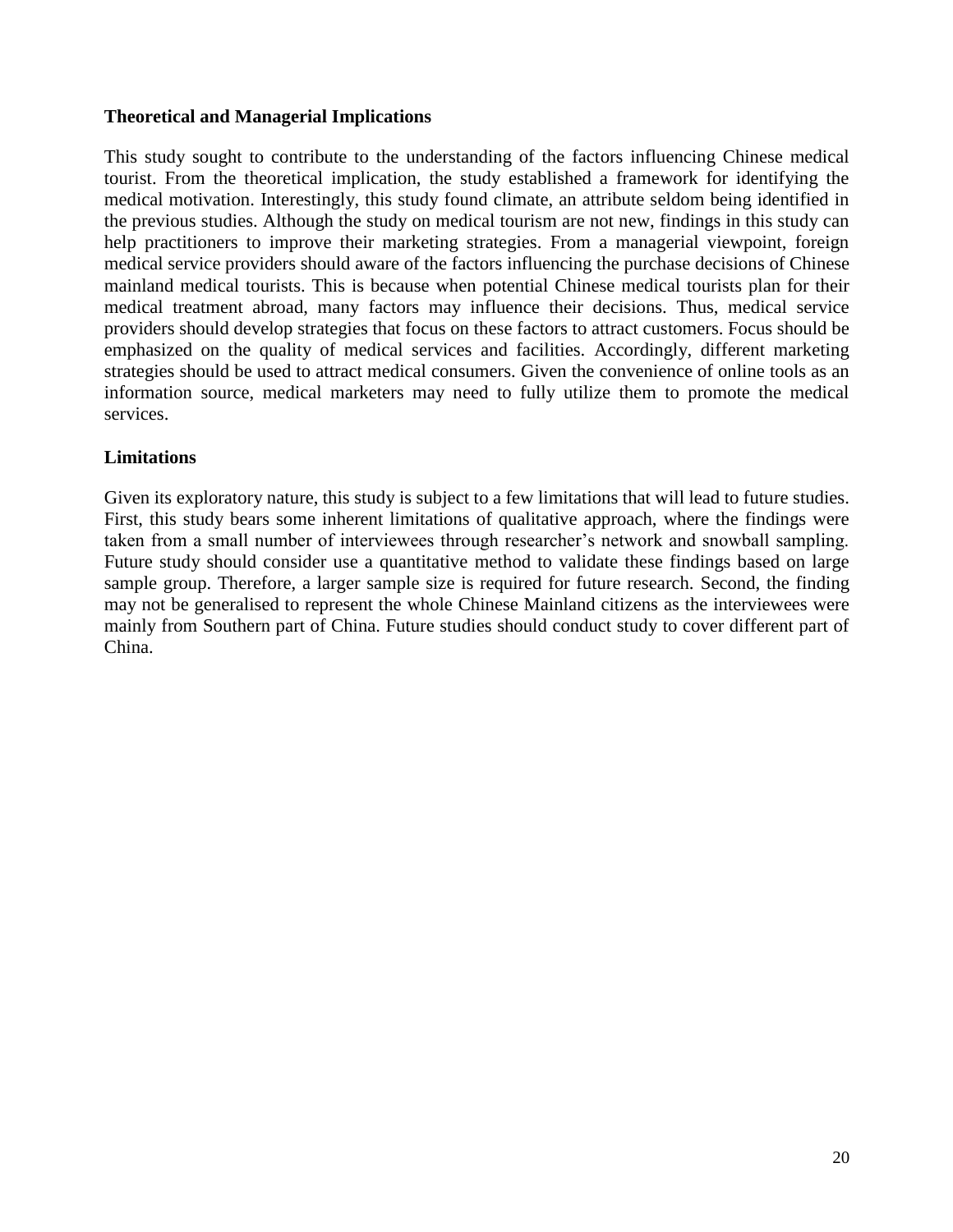### Theoretical and Managerial Implications

This study sought to contribute to the understanding of the factors influencing Chinese medical tourist. From the theoretical implication, the study established a framework for identifying the medical motivation. Interestingly, this study found climate, an attribute seldom being identified in the previous studies. Although the study on medical tourism are not new, findings in this study can help practitioners to improve their marketing strategies. From a managerial viewpoint, foreign medical service providers should aware of the factors influencing the purchase decisions of Chinese mainland medical tourists. This is because when potential Chinese medical tourists plan for their medical treatment abroad, many factors may influence their decisions. Thus, medical service providers should develop strategies that focus on these factors to attract customers. Focus should be emphasized on the quality of medical services and facilities. Accordingly, different marketing strategies should be used to attract medical consumers. Given the convenience of online tools as an information source, medical marketers may need to fully utilize them to promote the medical services.

### Limitations

Given its exploratory nature, this study is subject to a few limitations that will lead to future studies. First, this study bears some inherent limitations of qualitative approach, where the findings were taken from a small number of interviewees through researcher's network and snowball sampling. Future study should consider use a quantitative method to validate these findings based on large sample group. Therefore, a larger sample size is required for future research. Second, the finding may not be generalised to represent the whole Chinese Mainland citizens as the interviewees were mainly from Southern part of China. Future studies should conduct study to cover different part of China.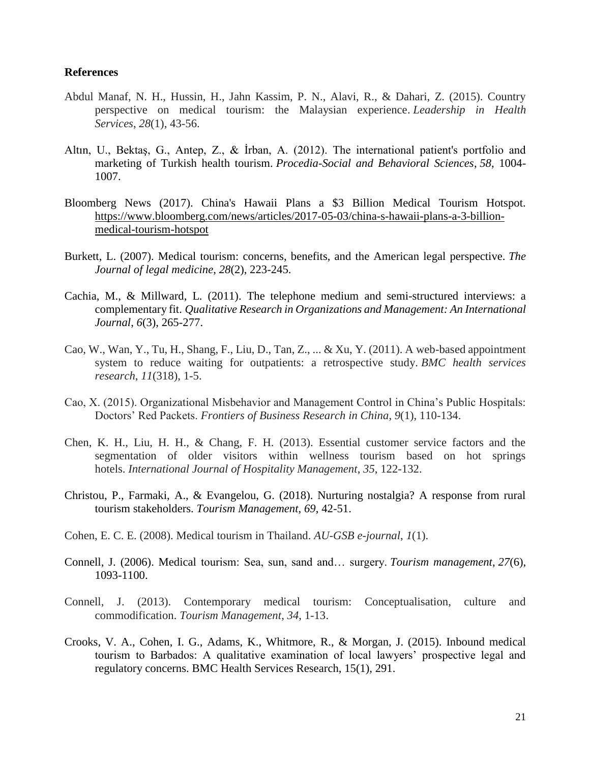**References**

Abdul Manaf, N. H., Hussin, H., Jahn Kassim, P. N., Alavi, R., & Dahari, Z. (2015). Country perspective on medical tourism: the Malaysian experience. *Leadership in Health Services*, *28*(1), 43-56.

Altın, U., Bektaş, G., Antep, Z., & İrban, A. (2012). The international patient's portfolio and marketing of Turkish health tourism. *Procedia-Social and Behavioral Sciences*, *58*, 1004-1007.

Bloomberg News (2017). China's Hawaii Plans a $3 Billion Medical Tourism Hotspot. https://www.bloomberg.com/news/articles/2017-05-03/china-s-hawaii-plans-a-3-billion-medical-tourism-hotspot

Burkett, L. (2007). Medical tourism: concerns, benefits, and the American legal perspective. *The Journal of legal medicine*, *28*(2), 223-245.

Cachia, M., & Millward, L. (2011). The telephone medium and semi-structured interviews: a complementary fit. *Qualitative Research in Organizations and Management: An International Journal*, *6*(3), 265-277.

Cao, W., Wan, Y., Tu, H., Shang, F., Liu, D., Tan, Z., ... & Xu, Y. (2011). A web-based appointment system to reduce waiting for outpatients: a retrospective study. *BMC health services research*, *11*(318), 1-5.

Cao, X. (2015). Organizational Misbehavior and Management Control in China's Public Hospitals: Doctors' Red Packets. *Frontiers of Business Research in China*, *9*(1), 110-134.

Chen, K. H., Liu, H. H., & Chang, F. H. (2013). Essential customer service factors and the segmentation of older visitors within wellness tourism based on hot springs hotels. *International Journal of Hospitality Management*, *35*, 122-132.

Christou, P., Farmaki, A., & Evangelou, G. (2018). Nurturing nostalgia? A response from rural tourism stakeholders. *Tourism Management*, *69*, 42-51.

Cohen, E. C. E. (2008). Medical tourism in Thailand. *AU-GSB e-journal*, *1*(1).

Connell, J. (2006). Medical tourism: Sea, sun, sand and… surgery. *Tourism management*, *27*(6), 1093-1100.

Connell, J. (2013). Contemporary medical tourism: Conceptualisation, culture and commodification. *Tourism Management*, *34*, 1-13.

Crooks, V. A., Cohen, I. G., Adams, K., Whitmore, R., & Morgan, J. (2015). Inbound medical tourism to Barbados: A qualitative examination of local lawyers' prospective legal and regulatory concerns. BMC Health Services Research, 15(1), 291.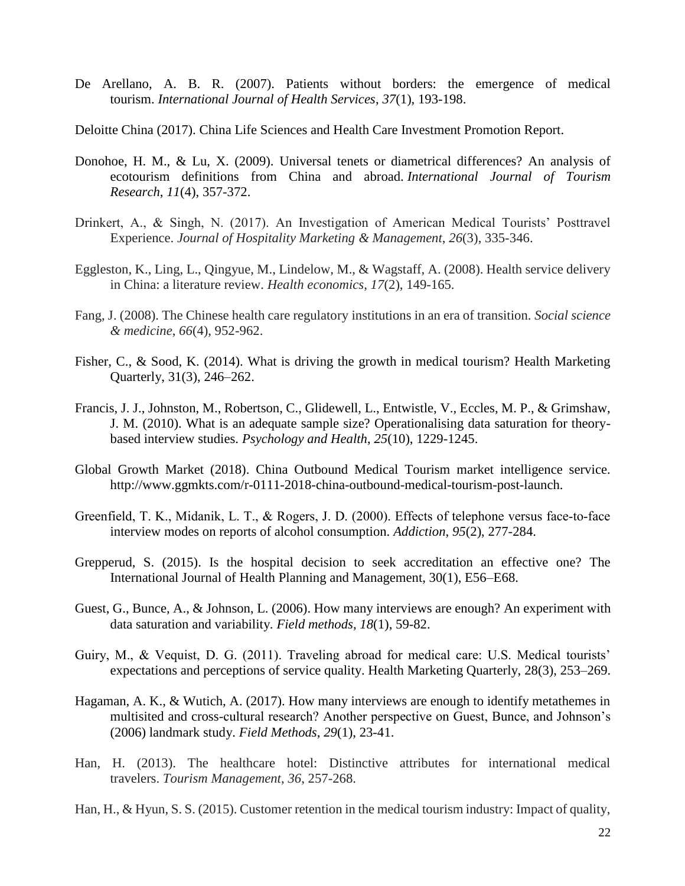De Arellano, A. B. R. (2007). Patients without borders: the emergence of medical tourism. *International Journal of Health Services*, *37*(1), 193-198.

Deloitte China (2017). China Life Sciences and Health Care Investment Promotion Report.

Donohoe, H. M., & Lu, X. (2009). Universal tenets or diametrical differences? An analysis of ecotourism definitions from China and abroad. *International Journal of Tourism Research*, *11*(4), 357-372.

Drinkert, A., & Singh, N. (2017). An Investigation of American Medical Tourists' Posttravel Experience. *Journal of Hospitality Marketing & Management*, *26*(3), 335-346.

Eggleston, K., Ling, L., Qingyue, M., Lindelow, M., & Wagstaff, A. (2008). Health service delivery in China: a literature review. *Health economics*, *17*(2), 149-165.

Fang, J. (2008). The Chinese health care regulatory institutions in an era of transition. *Social science & medicine*, *66*(4), 952-962.

Fisher, C., & Sood, K. (2014). What is driving the growth in medical tourism? Health Marketing Quarterly, 31(3), 246–262.

Francis, J. J., Johnston, M., Robertson, C., Glidewell, L., Entwistle, V., Eccles, M. P., & Grimshaw, J. M. (2010). What is an adequate sample size? Operationalising data saturation for theory-based interview studies. *Psychology and Health*, *25*(10), 1229-1245.

Global Growth Market (2018). China Outbound Medical Tourism market intelligence service. http://www.ggmkts.com/r-0111-2018-china-outbound-medical-tourism-post-launch.

Greenfield, T. K., Midanik, L. T., & Rogers, J. D. (2000). Effects of telephone versus face-to-face interview modes on reports of alcohol consumption. *Addiction*, *95*(2), 277-284.

Grepperud, S. (2015). Is the hospital decision to seek accreditation an effective one? The International Journal of Health Planning and Management, 30(1), E56–E68.

Guest, G., Bunce, A., & Johnson, L. (2006). How many interviews are enough? An experiment with data saturation and variability. *Field methods*, *18*(1), 59-82.

Guiry, M., & Vequist, D. G. (2011). Traveling abroad for medical care: U.S. Medical tourists' expectations and perceptions of service quality. Health Marketing Quarterly, 28(3), 253–269.

Hagaman, A. K., & Wutich, A. (2017). How many interviews are enough to identify metathemes in multisited and cross-cultural research? Another perspective on Guest, Bunce, and Johnson's (2006) landmark study. *Field Methods*, *29*(1), 23-41.

Han, H. (2013). The healthcare hotel: Distinctive attributes for international medical travelers. *Tourism Management*, *36*, 257-268.

Han, H., & Hyun, S. S. (2015). Customer retention in the medical tourism industry: Impact of quality,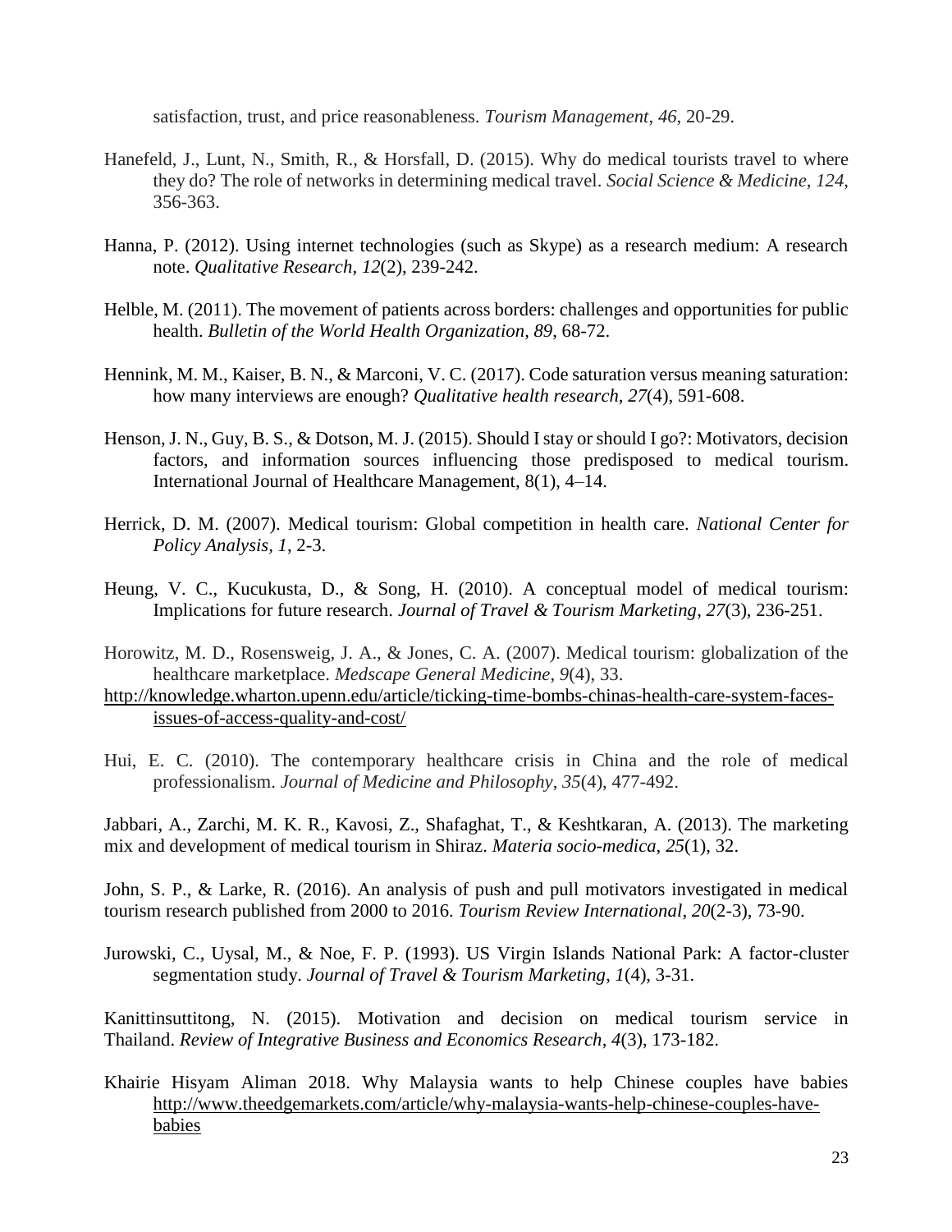satisfaction, trust, and price reasonableness. *Tourism Management*, *46*, 20-29.

Hanefeld, J., Lunt, N., Smith, R., & Horsfall, D. (2015). Why do medical tourists travel to where they do? The role of networks in determining medical travel. *Social Science & Medicine*, *124*, 356-363.

Hanna, P. (2012). Using internet technologies (such as Skype) as a research medium: A research note. *Qualitative Research*, *12*(2), 239-242.

Helble, M. (2011). The movement of patients across borders: challenges and opportunities for public health. *Bulletin of the World Health Organization*, *89*, 68-72.

Hennink, M. M., Kaiser, B. N., & Marconi, V. C. (2017). Code saturation versus meaning saturation: how many interviews are enough? *Qualitative health research*, *27*(4), 591-608.

Henson, J. N., Guy, B. S., & Dotson, M. J. (2015). Should I stay or should I go?: Motivators, decision factors, and information sources influencing those predisposed to medical tourism. International Journal of Healthcare Management, 8(1), 4–14.

Herrick, D. M. (2007). Medical tourism: Global competition in health care. *National Center for Policy Analysis*, *1*, 2-3.

Heung, V. C., Kucukusta, D., & Song, H. (2010). A conceptual model of medical tourism: Implications for future research. *Journal of Travel & Tourism Marketing*, *27*(3), 236-251.

Horowitz, M. D., Rosensweig, J. A., & Jones, C. A. (2007). Medical tourism: globalization of the healthcare marketplace. *Medscape General Medicine*, *9*(4), 33.
http://knowledge.wharton.upenn.edu/article/ticking-time-bombs-chinas-health-care-system-faces-issues-of-access-quality-and-cost/

Hui, E. C. (2010). The contemporary healthcare crisis in China and the role of medical professionalism. *Journal of Medicine and Philosophy*, *35*(4), 477-492.

Jabbari, A., Zarchi, M. K. R., Kavosi, Z., Shafaghat, T., & Keshtkaran, A. (2013). The marketing mix and development of medical tourism in Shiraz. *Materia socio-medica*, *25*(1), 32.

John, S. P., & Larke, R. (2016). An analysis of push and pull motivators investigated in medical tourism research published from 2000 to 2016. *Tourism Review International*, *20*(2-3), 73-90.

Jurowski, C., Uysal, M., & Noe, F. P. (1993). US Virgin Islands National Park: A factor-cluster segmentation study. *Journal of Travel & Tourism Marketing*, *1*(4), 3-31.

Kanittinsuttitong, N. (2015). Motivation and decision on medical tourism service in Thailand. *Review of Integrative Business and Economics Research*, *4*(3), 173-182.

Khairie Hisyam Aliman 2018. Why Malaysia wants to help Chinese couples have babies http://www.theedgemarkets.com/article/why-malaysia-wants-help-chinese-couples-have-babies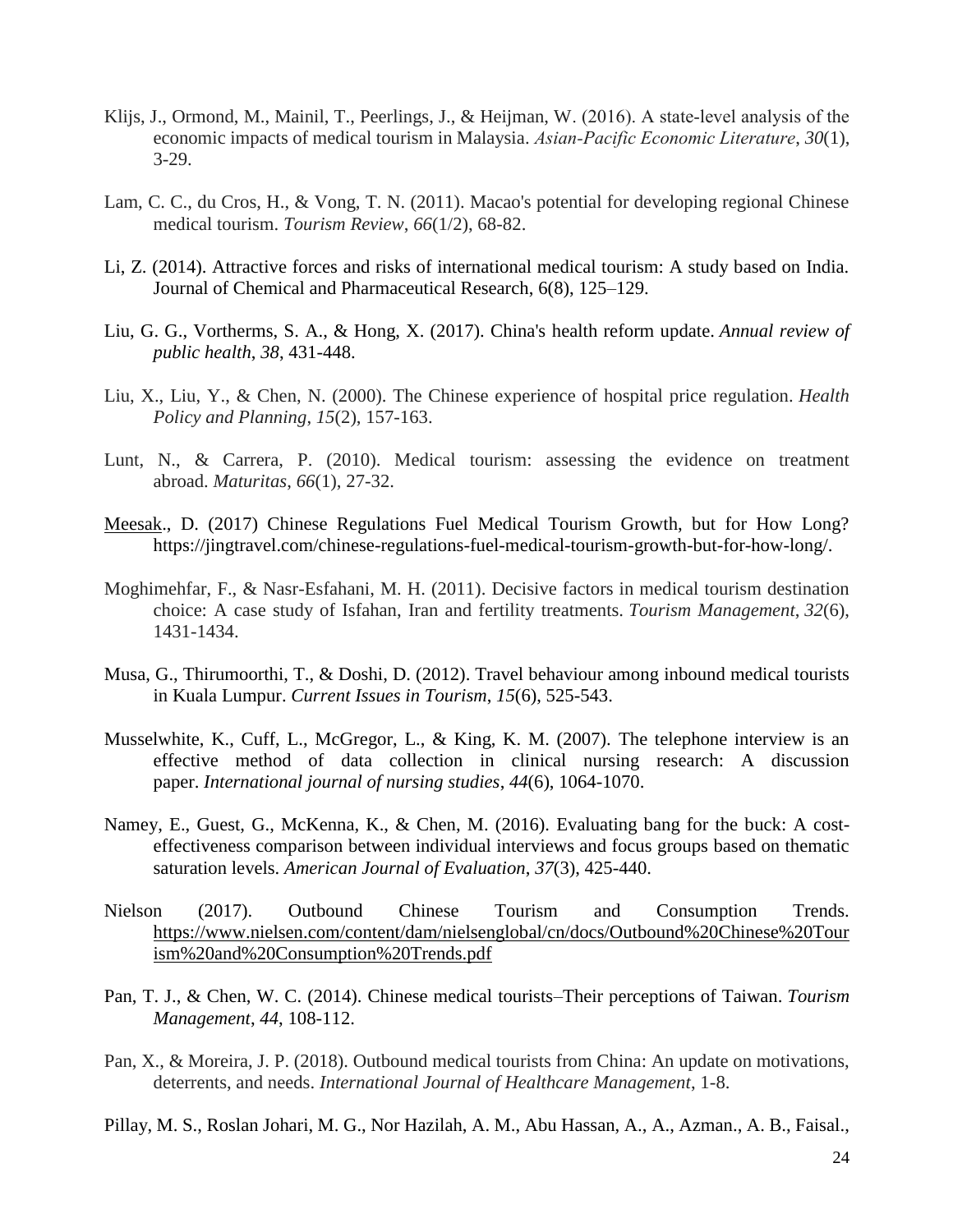Klijs, J., Ormond, M., Mainil, T., Peerlings, J., & Heijman, W. (2016). A state-level analysis of the economic impacts of medical tourism in Malaysia. *Asian-Pacific Economic Literature*, *30*(1), 3-29.

Lam, C. C., du Cros, H., & Vong, T. N. (2011). Macao's potential for developing regional Chinese medical tourism. *Tourism Review*, *66*(1/2), 68-82.

Li, Z. (2014). Attractive forces and risks of international medical tourism: A study based on India. Journal of Chemical and Pharmaceutical Research, 6(8), 125–129.

Liu, G. G., Vortherms, S. A., & Hong, X. (2017). China's health reform update. *Annual review of public health*, *38*, 431-448.

Liu, X., Liu, Y., & Chen, N. (2000). The Chinese experience of hospital price regulation. *Health Policy and Planning*, *15*(2), 157-163.

Lunt, N., & Carrera, P. (2010). Medical tourism: assessing the evidence on treatment abroad. *Maturitas*, *66*(1), 27-32.

Meesak., D. (2017) Chinese Regulations Fuel Medical Tourism Growth, but for How Long? https://jingtravel.com/chinese-regulations-fuel-medical-tourism-growth-but-for-how-long/.

Moghimehfar, F., & Nasr-Esfahani, M. H. (2011). Decisive factors in medical tourism destination choice: A case study of Isfahan, Iran and fertility treatments. *Tourism Management*, *32*(6), 1431-1434.

Musa, G., Thirumoorthi, T., & Doshi, D. (2012). Travel behaviour among inbound medical tourists in Kuala Lumpur. *Current Issues in Tourism*, *15*(6), 525-543.

Musselwhite, K., Cuff, L., McGregor, L., & King, K. M. (2007). The telephone interview is an effective method of data collection in clinical nursing research: A discussion paper. *International journal of nursing studies*, *44*(6), 1064-1070.

Namey, E., Guest, G., McKenna, K., & Chen, M. (2016). Evaluating bang for the buck: A cost-effectiveness comparison between individual interviews and focus groups based on thematic saturation levels. *American Journal of Evaluation*, *37*(3), 425-440.

Nielson (2017). Outbound Chinese Tourism and Consumption Trends. https://www.nielsen.com/content/dam/nielsenglobal/cn/docs/Outbound%20Chinese%20Tourism%20and%20Consumption%20Trends.pdf

Pan, T. J., & Chen, W. C. (2014). Chinese medical tourists–Their perceptions of Taiwan. *Tourism Management*, *44*, 108-112.

Pan, X., & Moreira, J. P. (2018). Outbound medical tourists from China: An update on motivations, deterrents, and needs. *International Journal of Healthcare Management*, 1-8.

Pillay, M. S., Roslan Johari, M. G., Nor Hazilah, A. M., Abu Hassan, A., A., Azman., A. B., Faisal.,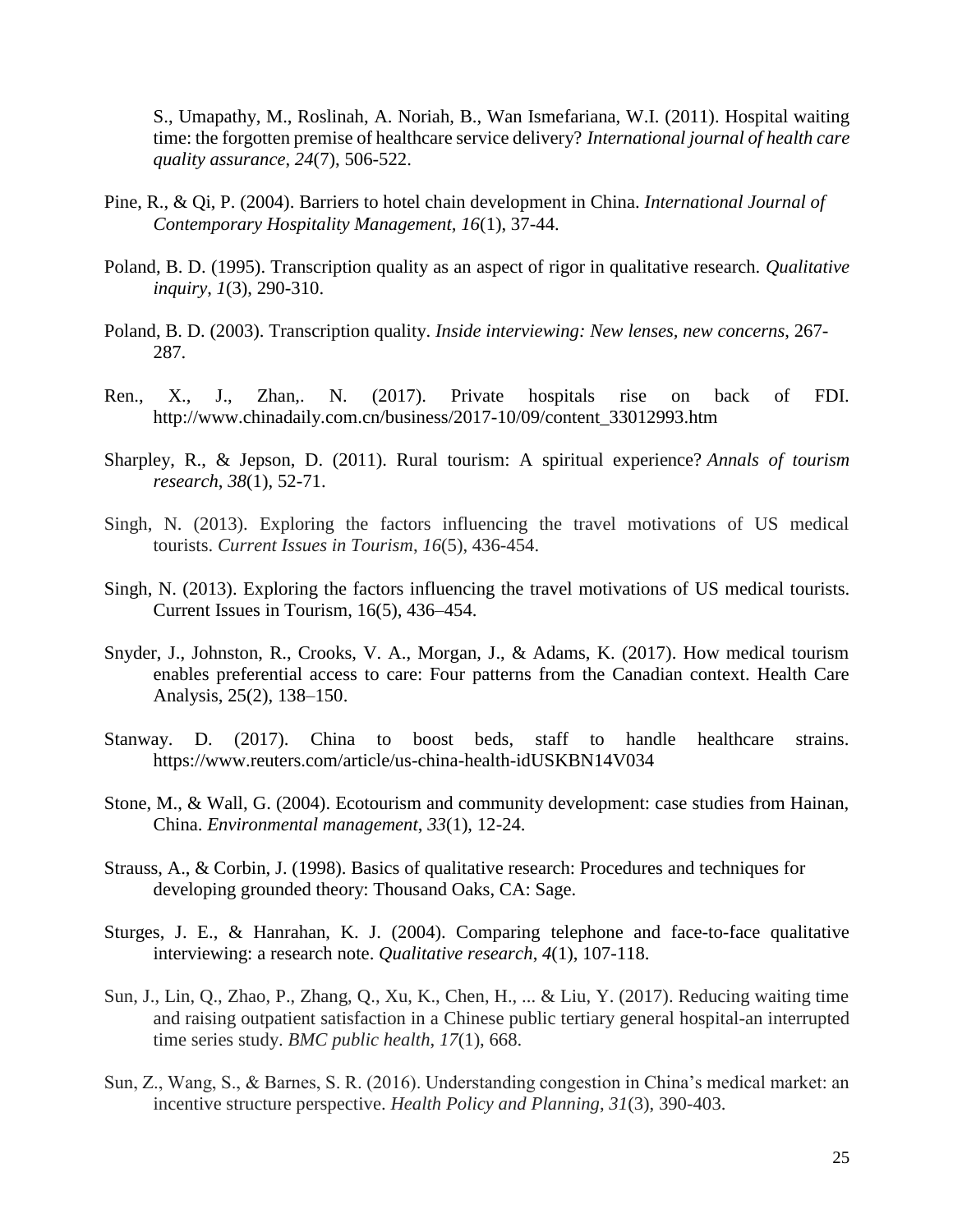S., Umapathy, M., Roslinah, A. Noriah, B., Wan Ismefariana, W.I. (2011). Hospital waiting time: the forgotten premise of healthcare service delivery? *International journal of health care quality assurance*, *24*(7), 506-522.

Pine, R., & Qi, P. (2004). Barriers to hotel chain development in China. *International Journal of Contemporary Hospitality Management, 16*(1), 37-44.

Poland, B. D. (1995). Transcription quality as an aspect of rigor in qualitative research. *Qualitative inquiry*, *1*(3), 290-310.

Poland, B. D. (2003). Transcription quality. *Inside interviewing: New lenses, new concerns*, 267-287.

Ren., X., J., Zhan,. N. (2017). Private hospitals rise on back of FDI. http://www.chinadaily.com.cn/business/2017-10/09/content_33012993.htm

Sharpley, R., & Jepson, D. (2011). Rural tourism: A spiritual experience? *Annals of tourism research*, *38*(1), 52-71.

Singh, N. (2013). Exploring the factors influencing the travel motivations of US medical tourists. *Current Issues in Tourism*, *16*(5), 436-454.

Singh, N. (2013). Exploring the factors influencing the travel motivations of US medical tourists. Current Issues in Tourism, 16(5), 436–454.

Snyder, J., Johnston, R., Crooks, V. A., Morgan, J., & Adams, K. (2017). How medical tourism enables preferential access to care: Four patterns from the Canadian context. Health Care Analysis, 25(2), 138–150.

Stanway. D. (2017). China to boost beds, staff to handle healthcare strains. https://www.reuters.com/article/us-china-health-idUSKBN14V034

Stone, M., & Wall, G. (2004). Ecotourism and community development: case studies from Hainan, China. *Environmental management*, *33*(1), 12-24.

Strauss, A., & Corbin, J. (1998). Basics of qualitative research: Procedures and techniques for developing grounded theory: Thousand Oaks, CA: Sage.

Sturges, J. E., & Hanrahan, K. J. (2004). Comparing telephone and face-to-face qualitative interviewing: a research note. *Qualitative research*, *4*(1), 107-118.

Sun, J., Lin, Q., Zhao, P., Zhang, Q., Xu, K., Chen, H., ... & Liu, Y. (2017). Reducing waiting time and raising outpatient satisfaction in a Chinese public tertiary general hospital-an interrupted time series study. *BMC public health*, *17*(1), 668.

Sun, Z., Wang, S., & Barnes, S. R. (2016). Understanding congestion in China's medical market: an incentive structure perspective. *Health Policy and Planning*, *31*(3), 390-403.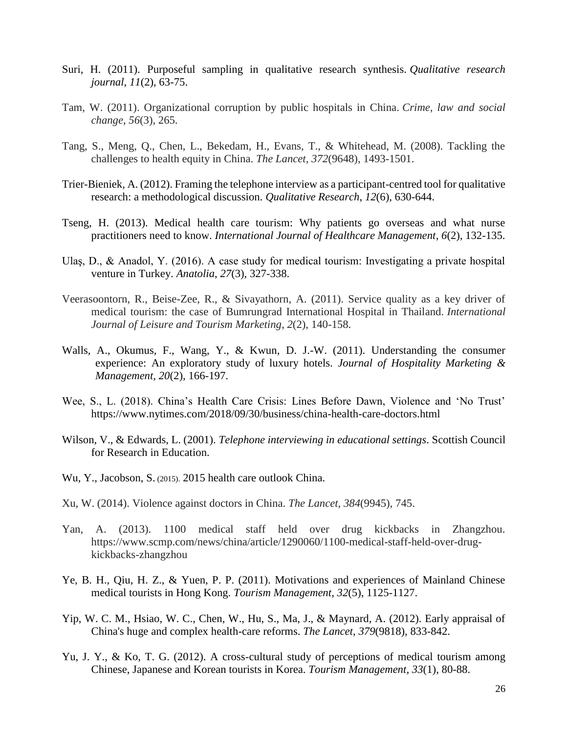Suri, H. (2011). Purposeful sampling in qualitative research synthesis. *Qualitative research journal*, *11*(2), 63-75.

Tam, W. (2011). Organizational corruption by public hospitals in China. *Crime, law and social change*, *56*(3), 265.

Tang, S., Meng, Q., Chen, L., Bekedam, H., Evans, T., & Whitehead, M. (2008). Tackling the challenges to health equity in China. *The Lancet*, *372*(9648), 1493-1501.

Trier-Bieniek, A. (2012). Framing the telephone interview as a participant-centred tool for qualitative research: a methodological discussion. *Qualitative Research*, *12*(6), 630-644.

Tseng, H. (2013). Medical health care tourism: Why patients go overseas and what nurse practitioners need to know. *International Journal of Healthcare Management*, *6*(2), 132-135.

Ulaş, D., & Anadol, Y. (2016). A case study for medical tourism: Investigating a private hospital venture in Turkey. *Anatolia*, *27*(3), 327-338.

Veerasoontorn, R., Beise-Zee, R., & Sivayathorn, A. (2011). Service quality as a key driver of medical tourism: the case of Bumrungrad International Hospital in Thailand. *International Journal of Leisure and Tourism Marketing*, *2*(2), 140-158.

Walls, A., Okumus, F., Wang, Y., & Kwun, D. J.-W. (2011). Understanding the consumer experience: An exploratory study of luxury hotels. *Journal of Hospitality Marketing & Management, 20*(2), 166-197.

Wee, S., L. (2018). China's Health Care Crisis: Lines Before Dawn, Violence and 'No Trust' https://www.nytimes.com/2018/09/30/business/china-health-care-doctors.html

Wilson, V., & Edwards, L. (2001). *Telephone interviewing in educational settings*. Scottish Council for Research in Education.

Wu, Y., Jacobson, S. (2015). 2015 health care outlook China.

Xu, W. (2014). Violence against doctors in China. *The Lancet*, *384*(9945), 745.

Yan, A. (2013). 1100 medical staff held over drug kickbacks in Zhangzhou. https://www.scmp.com/news/china/article/1290060/1100-medical-staff-held-over-drug-kickbacks-zhangzhou

Ye, B. H., Qiu, H. Z., & Yuen, P. P. (2011). Motivations and experiences of Mainland Chinese medical tourists in Hong Kong. *Tourism Management*, *32*(5), 1125-1127.

Yip, W. C. M., Hsiao, W. C., Chen, W., Hu, S., Ma, J., & Maynard, A. (2012). Early appraisal of China's huge and complex health-care reforms. *The Lancet*, *379*(9818), 833-842.

Yu, J. Y., & Ko, T. G. (2012). A cross-cultural study of perceptions of medical tourism among Chinese, Japanese and Korean tourists in Korea. *Tourism Management*, *33*(1), 80-88.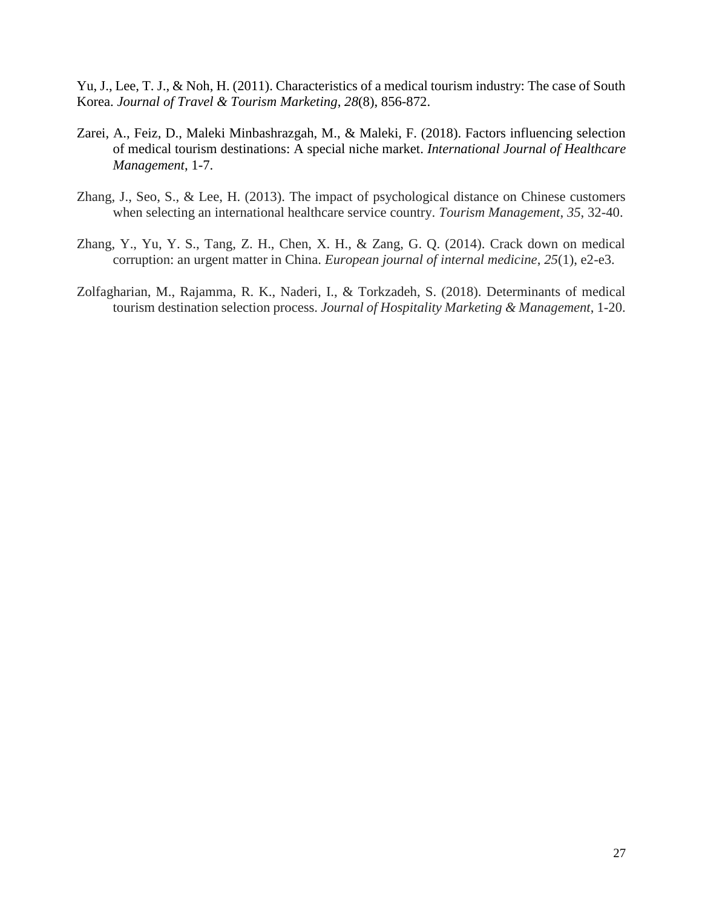Yu, J., Lee, T. J., & Noh, H. (2011). Characteristics of a medical tourism industry: The case of South Korea. *Journal of Travel & Tourism Marketing*, *28*(8), 856-872.

Zarei, A., Feiz, D., Maleki Minbashrazgah, M., & Maleki, F. (2018). Factors influencing selection of medical tourism destinations: A special niche market. *International Journal of Healthcare Management*, 1-7.

Zhang, J., Seo, S., & Lee, H. (2013). The impact of psychological distance on Chinese customers when selecting an international healthcare service country. *Tourism Management*, *35*, 32-40.

Zhang, Y., Yu, Y. S., Tang, Z. H., Chen, X. H., & Zang, G. Q. (2014). Crack down on medical corruption: an urgent matter in China. *European journal of internal medicine*, *25*(1), e2-e3.

Zolfagharian, M., Rajamma, R. K., Naderi, I., & Torkzadeh, S. (2018). Determinants of medical tourism destination selection process. *Journal of Hospitality Marketing & Management*, 1-20.